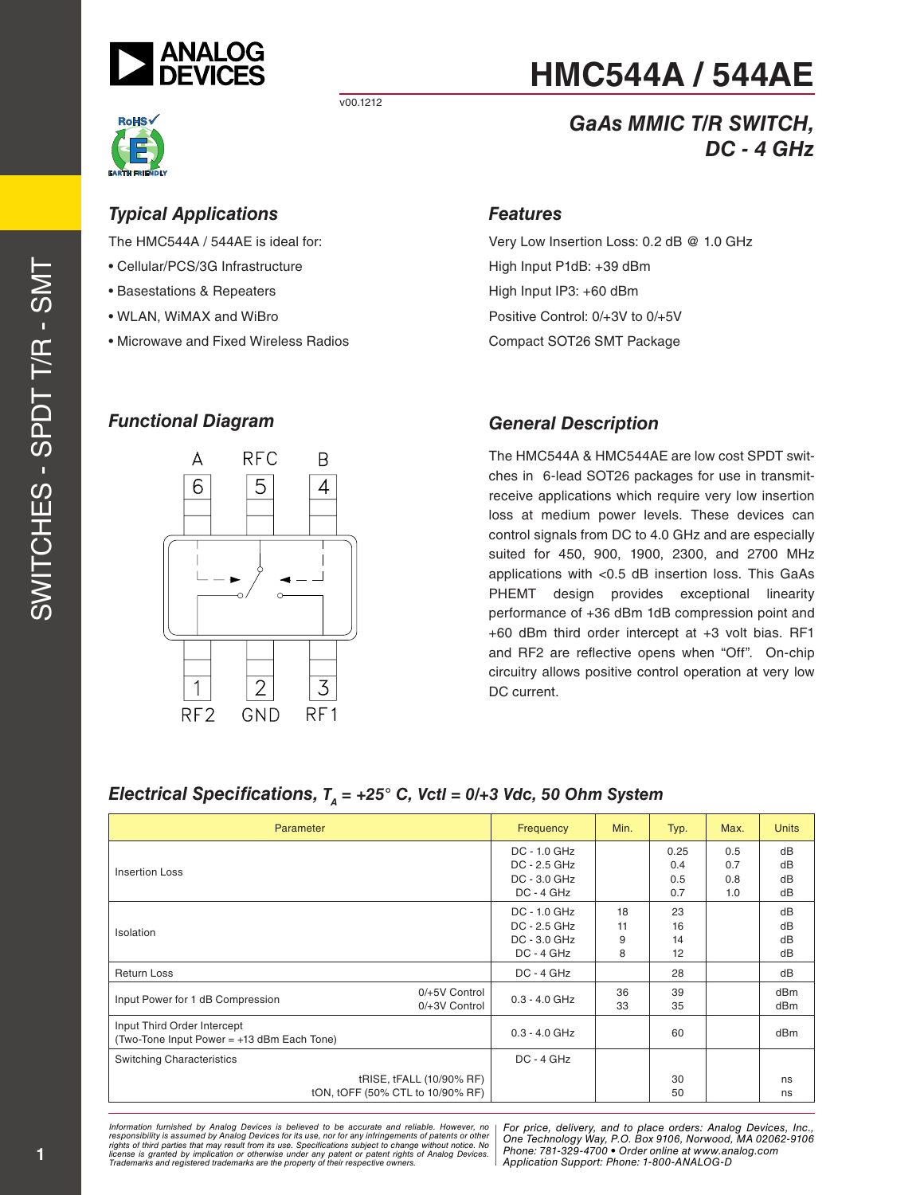# HMC544A / 544AE

v00.1212

## GaAs MMIC T/R SWITCH, DC - 4 GHz

### Typical Applications

The HMC544A / 544AE is ideal for:

- Cellular/PCS/3G Infrastructure
- Basestations & Repeaters
- WLAN, WiMAX and WiBro
- Microwave and Fixed Wireless Radios

### Features

Very Low Insertion Loss: 0.2 dB @ 1.0 GHz

High Input P1dB: +39 dBm

High Input IP3: +60 dBm

Positive Control: 0/+3V to 0/+5V

Compact SOT26 SMT Package

### Functional Diagram

A 6, RFC 5, B 4

1 RF2, 2 GND, 3 RF1

### General Description

The HMC544A & HMC544AE are low cost SPDT switches in 6-lead SOT26 packages for use in transmit-receive applications which require very low insertion loss at medium power levels. These devices can control signals from DC to 4.0 GHz and are especially suited for 450, 900, 1900, 2300, and 2700 MHz applications with <0.5 dB insertion loss. This GaAs PHEMT design provides exceptional linearity performance of +36 dBm 1dB compression point and +60 dBm third order intercept at +3 volt bias. RF1 and RF2 are reflective opens when "Off". On-chip circuitry allows positive control operation at very low DC current.

### Electrical Specifications, $T_A$ = +25° C, Vctl = 0/+3 Vdc, 50 Ohm System

| Parameter | | Frequency | Min. | Typ. | Max. | Units |
|---|---|---|---|---|---|---|
| Insertion Loss | | DC - 1.0 GHz<br>DC - 2.5 GHz<br>DC - 3.0 GHz<br>DC - 4 GHz | | 0.25<br>0.4<br>0.5<br>0.7 | 0.5<br>0.7<br>0.8<br>1.0 | dB<br>dB<br>dB<br>dB |
| Isolation | | DC - 1.0 GHz<br>DC - 2.5 GHz<br>DC - 3.0 GHz<br>DC - 4 GHz | 18<br>11<br>9<br>8 | 23<br>16<br>14<br>12 | | dB<br>dB<br>dB<br>dB |
| Return Loss | | DC - 4 GHz | | 28 | | dB |
| Input Power for 1 dB Compression | 0/+5V Control<br>0/+3V Control | 0.3 - 4.0 GHz | 36<br>33 | 39<br>35 | | dBm<br>dBm |
| Input Third Order Intercept<br>(Two-Tone Input Power = +13 dBm Each Tone) | | 0.3 - 4.0 GHz | | 60 | | dBm |
| Switching Characteristics | tRISE, tFALL (10/90% RF)<br>tON, tOFF (50% CTL to 10/90% RF) | DC - 4 GHz | | 30<br>50 | | ns<br>ns |

*Information furnished by Analog Devices is believed to be accurate and reliable. However, no responsibility is assumed by Analog Devices for its use, nor for any infringements of patents or other rights of third parties that may result from its use. Specifications subject to change without notice. No license is granted by implication or otherwise under any patent or patent rights of Analog Devices. Trademarks and registered trademarks are the property of their respective owners.*

*For price, delivery, and to place orders: Analog Devices, Inc., One Technology Way, P.O. Box 9106, Norwood, MA 02062-9106 Phone: 781-329-4700 • Order online at www.analog.com Application Support: Phone: 1-800-ANALOG-D*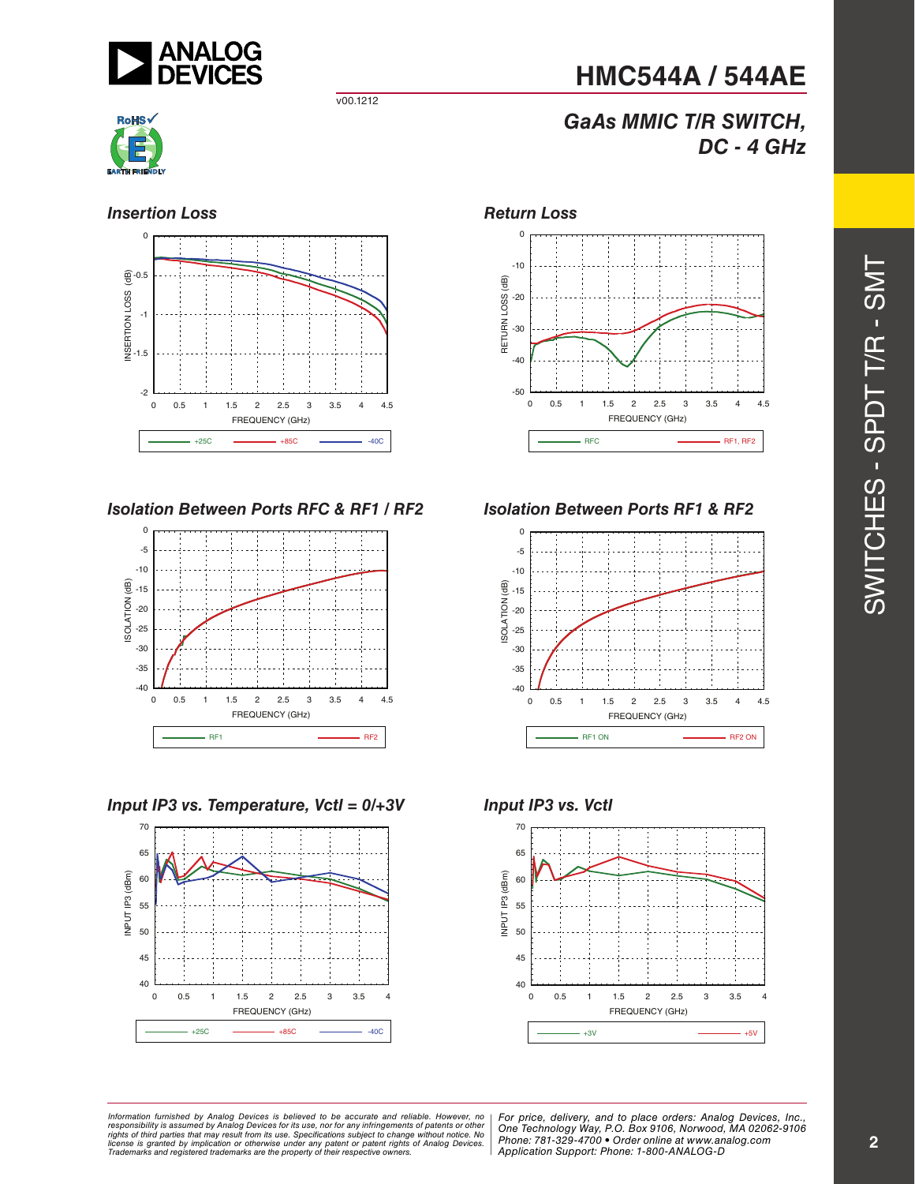# HMC544A / 544AE

v00.1212

## GaAs MMIC T/R SWITCH, DC - 4 GHz

### Insertion Loss

### Return Loss

### Isolation Between Ports RFC & RF1 / RF2

### Isolation Between Ports RF1 & RF2

### Input IP3 vs. Temperature, Vctl = 0/+3V

### Input IP3 vs. Vctl

*Information furnished by Analog Devices is believed to be accurate and reliable. However, no responsibility is assumed by Analog Devices for its use, nor for any infringements of patents or other rights of third parties that may result from its use. Specifications subject to change without notice. No license is granted by implication or otherwise under any patent or patent rights of Analog Devices. Trademarks and registered trademarks are the property of their respective owners.*

*For price, delivery, and to place orders: Analog Devices, Inc., One Technology Way, P.O. Box 9106, Norwood, MA 02062-9106 Phone: 781-329-4700 • Order online at www.analog.com Application Support: Phone: 1-800-ANALOG-D*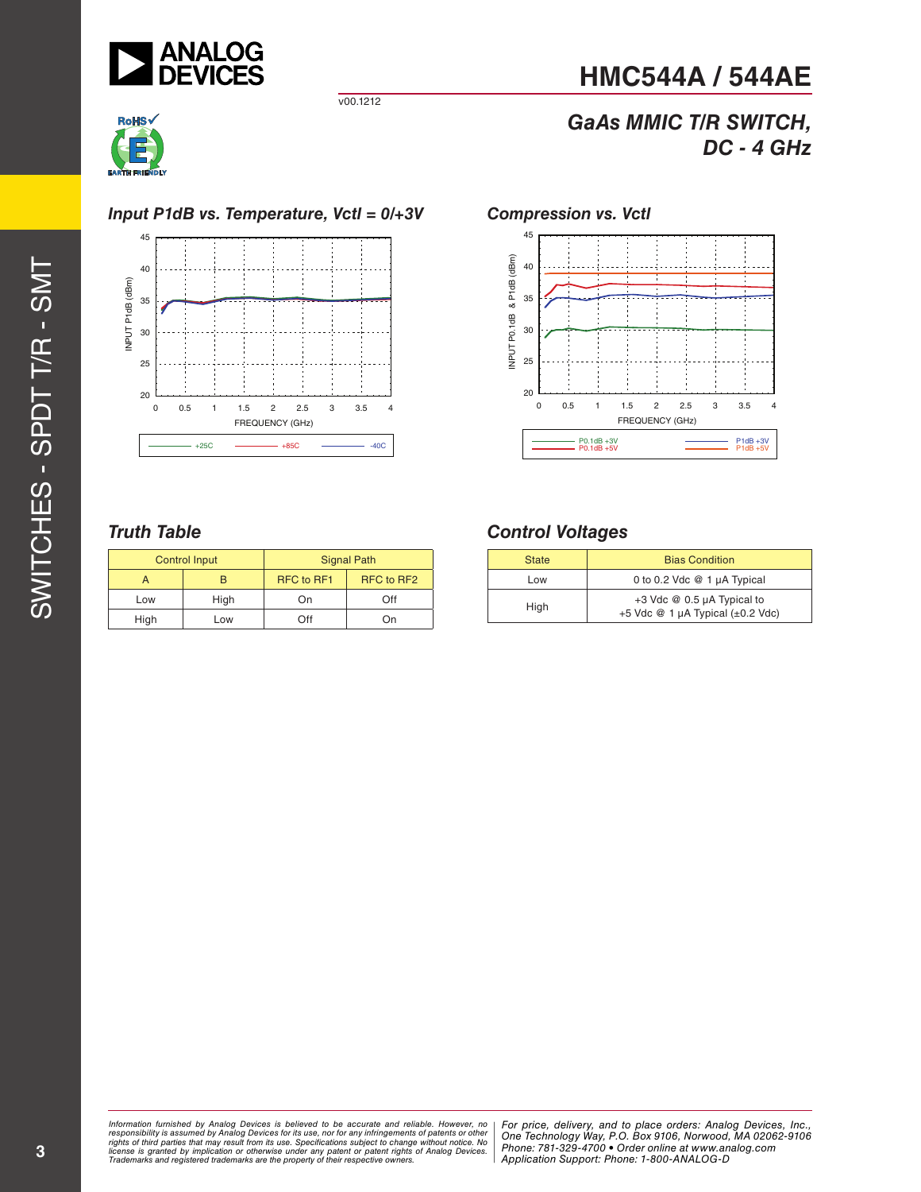## Input P1dB vs. Temperature, Vctl = 0/+3V

## Compression vs. Vctl

## Truth Table

| Control Input | | Signal Path | |
|---|---|---|---|
| A | B | RFC to RF1 | RFC to RF2 |
| Low | High | On | Off |
| High | Low | Off | On |

## Control Voltages

| State | Bias Condition |
|---|---|
| Low | 0 to 0.2 Vdc @ 1 µA Typical |
| High | +3 Vdc @ 0.5 µA Typical to +5 Vdc @ 1 µA Typical (±0.2 Vdc) |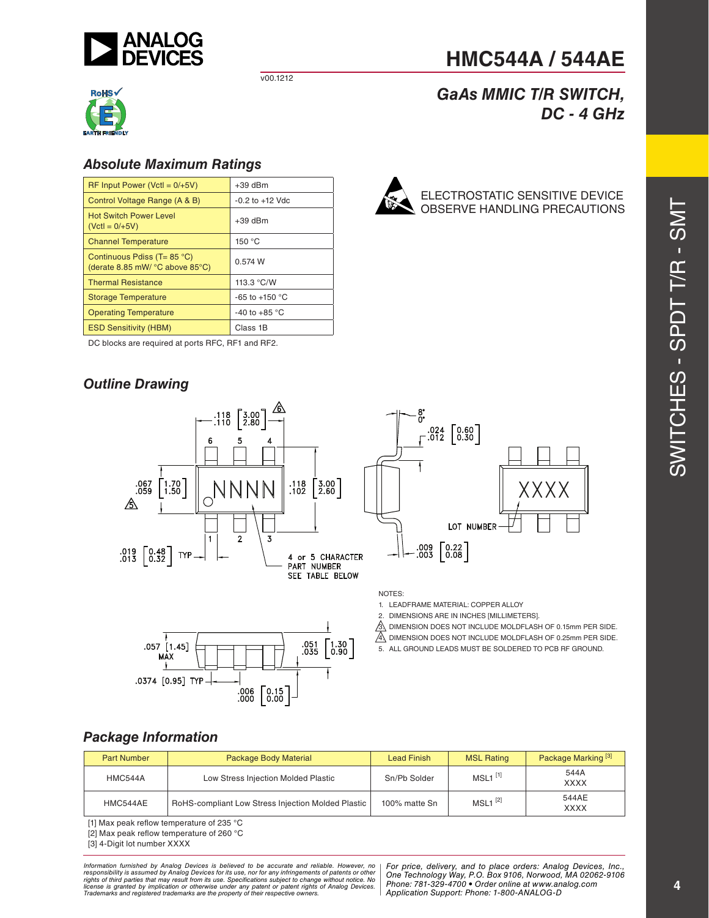# HMC544A / 544AE

v00.1212

## GaAs MMIC T/R SWITCH, DC - 4 GHz

### Absolute Maximum Ratings

| | |
|---|---|
| RF Input Power (Vctl = 0/+5V) | +39 dBm |
| Control Voltage Range (A & B) | -0.2 to +12 Vdc |
| Hot Switch Power Level (Vctl = 0/+5V) | +39 dBm |
| Channel Temperature | 150 °C |
| Continuous Pdiss (T= 85 °C) (derate 8.85 mW/ °C above 85°C) | 0.574 W |
| Thermal Resistance | 113.3 °C/W |
| Storage Temperature | -65 to +150 °C |
| Operating Temperature | -40 to +85 °C |
| ESD Sensitivity (HBM) | Class 1B |

DC blocks are required at ports RFC, RF1 and RF2.

ELECTROSTATIC SENSITIVE DEVICE
OBSERVE HANDLING PRECAUTIONS

### Outline Drawing

NOTES:

1. LEADFRAME MATERIAL: COPPER ALLOY
2. DIMENSIONS ARE IN INCHES [MILLIMETERS].
3. DIMENSION DOES NOT INCLUDE MOLDFLASH OF 0.15mm PER SIDE.
4. DIMENSION DOES NOT INCLUDE MOLDFLASH OF 0.25mm PER SIDE.
5. ALL GROUND LEADS MUST BE SOLDERED TO PCB RF GROUND.

### Package Information

| Part Number | Package Body Material | Lead Finish | MSL Rating | Package Marking [3] |
|---|---|---|---|---|
| HMC544A | Low Stress Injection Molded Plastic | Sn/Pb Solder | MSL1 [1] | 544A XXXX |
| HMC544AE | RoHS-compliant Low Stress Injection Molded Plastic | 100% matte Sn | MSL1 [2] | 544AE XXXX |

[1] Max peak reflow temperature of 235 °C
[2] Max peak reflow temperature of 260 °C
[3] 4-Digit lot number XXXX

*Information furnished by Analog Devices is believed to be accurate and reliable. However, no responsibility is assumed by Analog Devices for its use, nor for any infringements of patents or other rights of third parties that may result from its use. Specifications subject to change without notice. No license is granted by implication or otherwise under any patent or patent rights of Analog Devices. Trademarks and registered trademarks are the property of their respective owners.*

*For price, delivery, and to place orders: Analog Devices, Inc., One Technology Way, P.O. Box 9106, Norwood, MA 02062-9106 Phone: 781-329-4700 • Order online at www.analog.com Application Support: Phone: 1-800-ANALOG-D*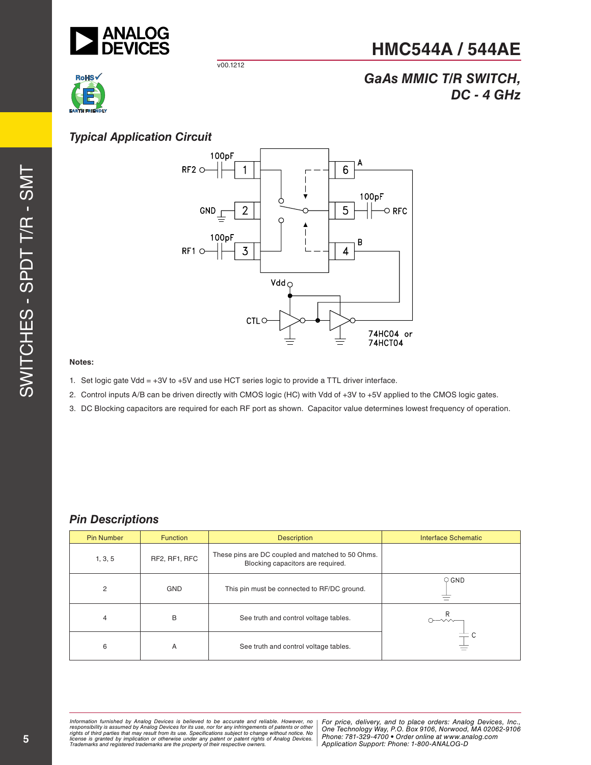## Typical Application Circuit

**Notes:**

1. Set logic gate Vdd = +3V to +5V and use HCT series logic to provide a TTL driver interface.
2. Control inputs A/B can be driven directly with CMOS logic (HC) with Vdd of +3V to +5V applied to the CMOS logic gates.
3. DC Blocking capacitors are required for each RF port as shown. Capacitor value determines lowest frequency of operation.

## Pin Descriptions

| Pin Number | Function | Description | Interface Schematic |
|---|---|---|---|
| 1, 3, 5 | RF2, RF1, RFC | These pins are DC coupled and matched to 50 Ohms. Blocking capacitors are required. | |
| 2 | GND | This pin must be connected to RF/DC ground. | |
| 4 | B | See truth and control voltage tables. | |
| 6 | A | See truth and control voltage tables. | |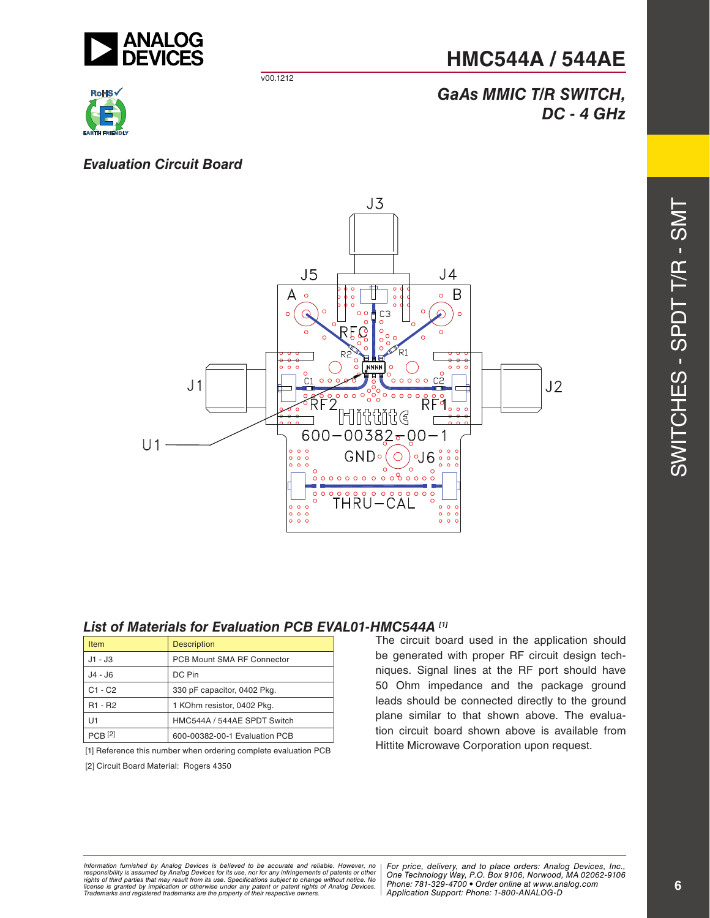## Evaluation Circuit Board

J3
J5
J4
A
B
C3
RFC
R2
R1
J1
C1
C2
J2
RF2
RF1
Hittite
U1
600-00382-00-1
GND
J6
THRU-CAL

## List of Materials for Evaluation PCB EVAL01-HMC544A [1]

| Item | Description |
|---|---|
| J1 - J3 | PCB Mount SMA RF Connector |
| J4 - J6 | DC Pin |
| C1 - C2 | 330 pF capacitor, 0402 Pkg. |
| R1 - R2 | 1 KOhm resistor, 0402 Pkg. |
| U1 | HMC544A / 544AE SPDT Switch |
| PCB [2] | 600-00382-00-1 Evaluation PCB |

[1] Reference this number when ordering complete evaluation PCB

[2] Circuit Board Material: Rogers 4350

The circuit board used in the application should be generated with proper RF circuit design techniques. Signal lines at the RF port should have 50 Ohm impedance and the package ground leads should be connected directly to the ground plane similar to that shown above. The evaluation circuit board shown above is available from Hittite Microwave Corporation upon request.